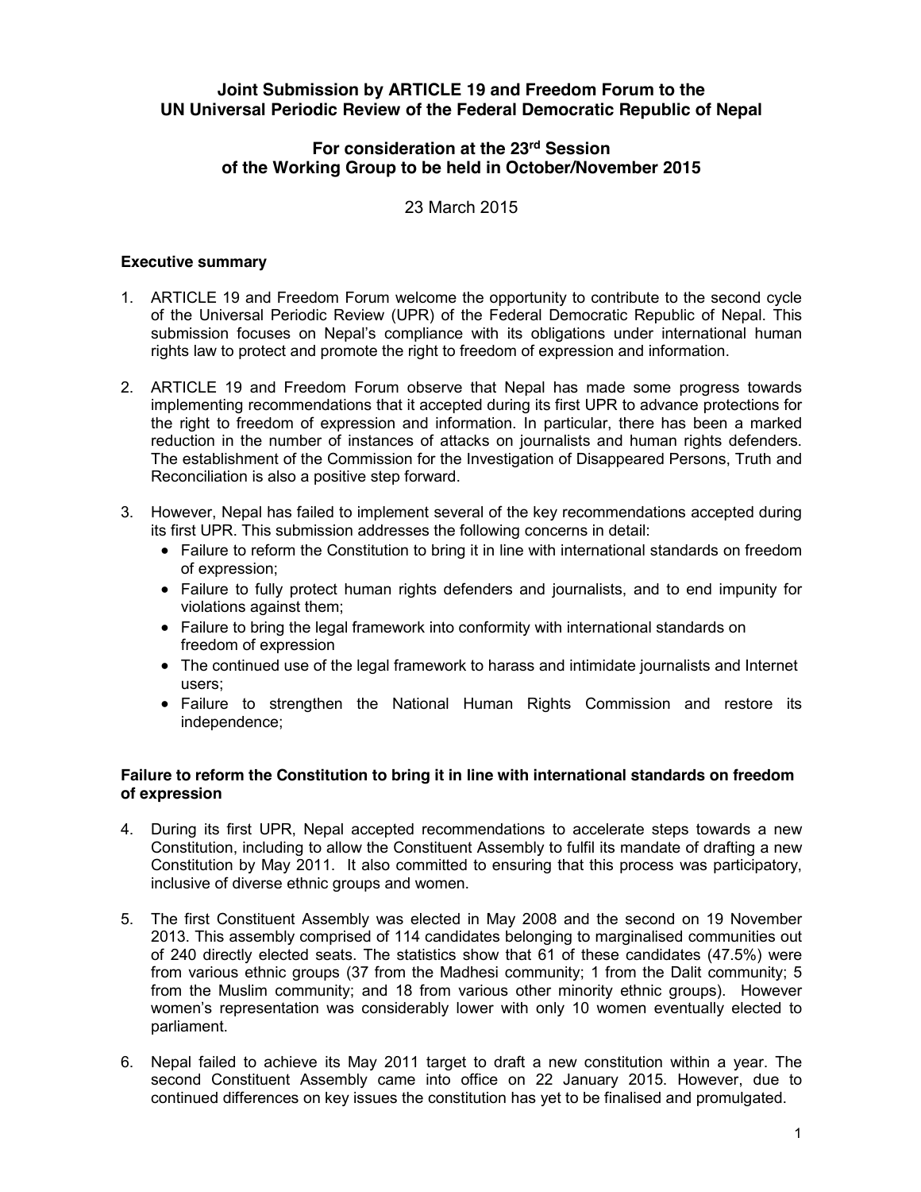**Joint Submission by ARTICLE 19 and Freedom Forum to the UN Universal Periodic Review of the Federal Democratic Republic of Nepal**

**For consideration at the 23rd Session of the Working Group to be held in October/November 2015**

23 March 2015

**Executive summary**

1. ARTICLE 19 and Freedom Forum welcome the opportunity to contribute to the second cycle of the Universal Periodic Review (UPR) of the Federal Democratic Republic of Nepal. This submission focuses on Nepal's compliance with its obligations under international human rights law to protect and promote the right to freedom of expression and information.

2. ARTICLE 19 and Freedom Forum observe that Nepal has made some progress towards implementing recommendations that it accepted during its first UPR to advance protections for the right to freedom of expression and information. In particular, there has been a marked reduction in the number of instances of attacks on journalists and human rights defenders. The establishment of the Commission for the Investigation of Disappeared Persons, Truth and Reconciliation is also a positive step forward.

3. However, Nepal has failed to implement several of the key recommendations accepted during its first UPR. This submission addresses the following concerns in detail:
   - Failure to reform the Constitution to bring it in line with international standards on freedom of expression;
   - Failure to fully protect human rights defenders and journalists, and to end impunity for violations against them;
   - Failure to bring the legal framework into conformity with international standards on freedom of expression
   - The continued use of the legal framework to harass and intimidate journalists and Internet users;
   - Failure to strengthen the National Human Rights Commission and restore its independence;

**Failure to reform the Constitution to bring it in line with international standards on freedom of expression**

4. During its first UPR, Nepal accepted recommendations to accelerate steps towards a new Constitution, including to allow the Constituent Assembly to fulfil its mandate of drafting a new Constitution by May 2011. It also committed to ensuring that this process was participatory, inclusive of diverse ethnic groups and women.

5. The first Constituent Assembly was elected in May 2008 and the second on 19 November 2013. This assembly comprised of 114 candidates belonging to marginalised communities out of 240 directly elected seats. The statistics show that 61 of these candidates (47.5%) were from various ethnic groups (37 from the Madhesi community; 1 from the Dalit community; 5 from the Muslim community; and 18 from various other minority ethnic groups). However women's representation was considerably lower with only 10 women eventually elected to parliament.

6. Nepal failed to achieve its May 2011 target to draft a new constitution within a year. The second Constituent Assembly came into office on 22 January 2015. However, due to continued differences on key issues the constitution has yet to be finalised and promulgated.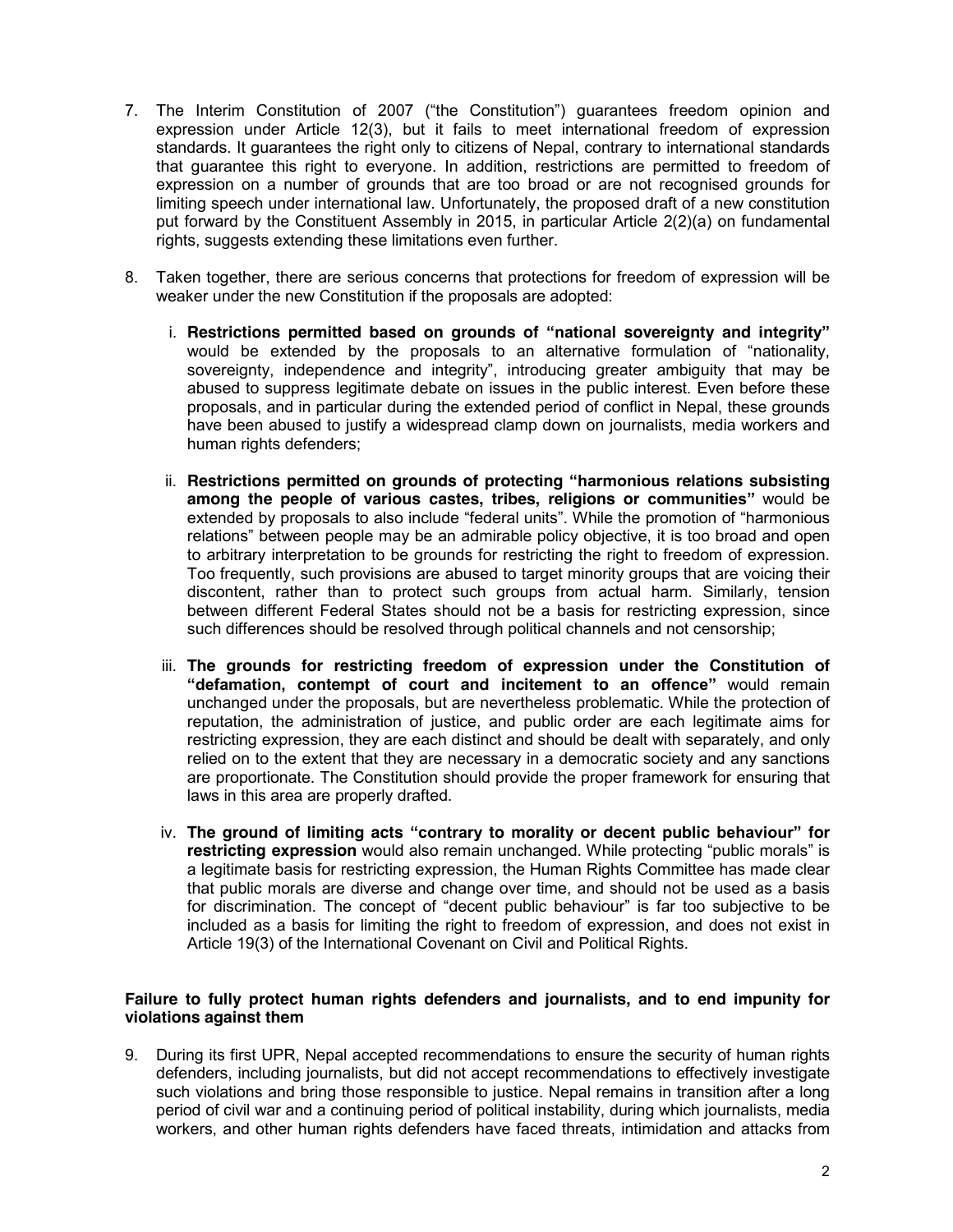7. The Interim Constitution of 2007 ("the Constitution") guarantees freedom opinion and expression under Article 12(3), but it fails to meet international freedom of expression standards. It guarantees the right only to citizens of Nepal, contrary to international standards that guarantee this right to everyone. In addition, restrictions are permitted to freedom of expression on a number of grounds that are too broad or are not recognised grounds for limiting speech under international law. Unfortunately, the proposed draft of a new constitution put forward by the Constituent Assembly in 2015, in particular Article 2(2)(a) on fundamental rights, suggests extending these limitations even further.

8. Taken together, there are serious concerns that protections for freedom of expression will be weaker under the new Constitution if the proposals are adopted:

   i. **Restrictions permitted based on grounds of "national sovereignty and integrity"** would be extended by the proposals to an alternative formulation of "nationality, sovereignty, independence and integrity", introducing greater ambiguity that may be abused to suppress legitimate debate on issues in the public interest. Even before these proposals, and in particular during the extended period of conflict in Nepal, these grounds have been abused to justify a widespread clamp down on journalists, media workers and human rights defenders;

   ii. **Restrictions permitted on grounds of protecting "harmonious relations subsisting among the people of various castes, tribes, religions or communities"** would be extended by proposals to also include "federal units". While the promotion of "harmonious relations" between people may be an admirable policy objective, it is too broad and open to arbitrary interpretation to be grounds for restricting the right to freedom of expression. Too frequently, such provisions are abused to target minority groups that are voicing their discontent, rather than to protect such groups from actual harm. Similarly, tension between different Federal States should not be a basis for restricting expression, since such differences should be resolved through political channels and not censorship;

   iii. **The grounds for restricting freedom of expression under the Constitution of "defamation, contempt of court and incitement to an offence"** would remain unchanged under the proposals, but are nevertheless problematic. While the protection of reputation, the administration of justice, and public order are each legitimate aims for restricting expression, they are each distinct and should be dealt with separately, and only relied on to the extent that they are necessary in a democratic society and any sanctions are proportionate. The Constitution should provide the proper framework for ensuring that laws in this area are properly drafted.

   iv. **The ground of limiting acts "contrary to morality or decent public behaviour" for restricting expression** would also remain unchanged. While protecting "public morals" is a legitimate basis for restricting expression, the Human Rights Committee has made clear that public morals are diverse and change over time, and should not be used as a basis for discrimination. The concept of "decent public behaviour" is far too subjective to be included as a basis for limiting the right to freedom of expression, and does not exist in Article 19(3) of the International Covenant on Civil and Political Rights.

**Failure to fully protect human rights defenders and journalists, and to end impunity for violations against them**

9. During its first UPR, Nepal accepted recommendations to ensure the security of human rights defenders, including journalists, but did not accept recommendations to effectively investigate such violations and bring those responsible to justice. Nepal remains in transition after a long period of civil war and a continuing period of political instability, during which journalists, media workers, and other human rights defenders have faced threats, intimidation and attacks from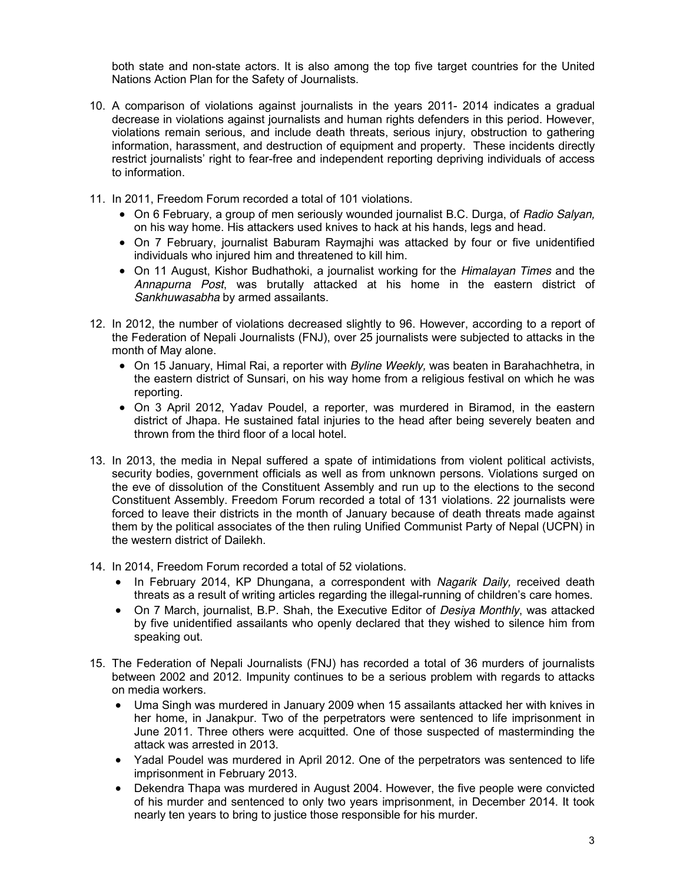both state and non-state actors. It is also among the top five target countries for the United Nations Action Plan for the Safety of Journalists.

10. A comparison of violations against journalists in the years 2011- 2014 indicates a gradual decrease in violations against journalists and human rights defenders in this period. However, violations remain serious, and include death threats, serious injury, obstruction to gathering information, harassment, and destruction of equipment and property. These incidents directly restrict journalists' right to fear-free and independent reporting depriving individuals of access to information.

11. In 2011, Freedom Forum recorded a total of 101 violations.
    - On 6 February, a group of men seriously wounded journalist B.C. Durga, of *Radio Salyan,* on his way home. His attackers used knives to hack at his hands, legs and head.
    - On 7 February, journalist Baburam Raymajhi was attacked by four or five unidentified individuals who injured him and threatened to kill him.
    - On 11 August, Kishor Budhathoki, a journalist working for the *Himalayan Times* and the *Annapurna Post*, was brutally attacked at his home in the eastern district of *Sankhuwasabha* by armed assailants.

12. In 2012, the number of violations decreased slightly to 96. However, according to a report of the Federation of Nepali Journalists (FNJ), over 25 journalists were subjected to attacks in the month of May alone.
    - On 15 January, Himal Rai, a reporter with *Byline Weekly,* was beaten in Barahachhetra, in the eastern district of Sunsari, on his way home from a religious festival on which he was reporting.
    - On 3 April 2012, Yadav Poudel, a reporter, was murdered in Biramod, in the eastern district of Jhapa. He sustained fatal injuries to the head after being severely beaten and thrown from the third floor of a local hotel.

13. In 2013, the media in Nepal suffered a spate of intimidations from violent political activists, security bodies, government officials as well as from unknown persons. Violations surged on the eve of dissolution of the Constituent Assembly and run up to the elections to the second Constituent Assembly. Freedom Forum recorded a total of 131 violations. 22 journalists were forced to leave their districts in the month of January because of death threats made against them by the political associates of the then ruling Unified Communist Party of Nepal (UCPN) in the western district of Dailekh.

14. In 2014, Freedom Forum recorded a total of 52 violations.
    - In February 2014, KP Dhungana, a correspondent with *Nagarik Daily,* received death threats as a result of writing articles regarding the illegal-running of children's care homes.
    - On 7 March, journalist, B.P. Shah, the Executive Editor of *Desiya Monthly*, was attacked by five unidentified assailants who openly declared that they wished to silence him from speaking out.

15. The Federation of Nepali Journalists (FNJ) has recorded a total of 36 murders of journalists between 2002 and 2012. Impunity continues to be a serious problem with regards to attacks on media workers.
    - Uma Singh was murdered in January 2009 when 15 assailants attacked her with knives in her home, in Janakpur. Two of the perpetrators were sentenced to life imprisonment in June 2011. Three others were acquitted. One of those suspected of masterminding the attack was arrested in 2013.
    - Yadal Poudel was murdered in April 2012. One of the perpetrators was sentenced to life imprisonment in February 2013.
    - Dekendra Thapa was murdered in August 2004. However, the five people were convicted of his murder and sentenced to only two years imprisonment, in December 2014. It took nearly ten years to bring to justice those responsible for his murder.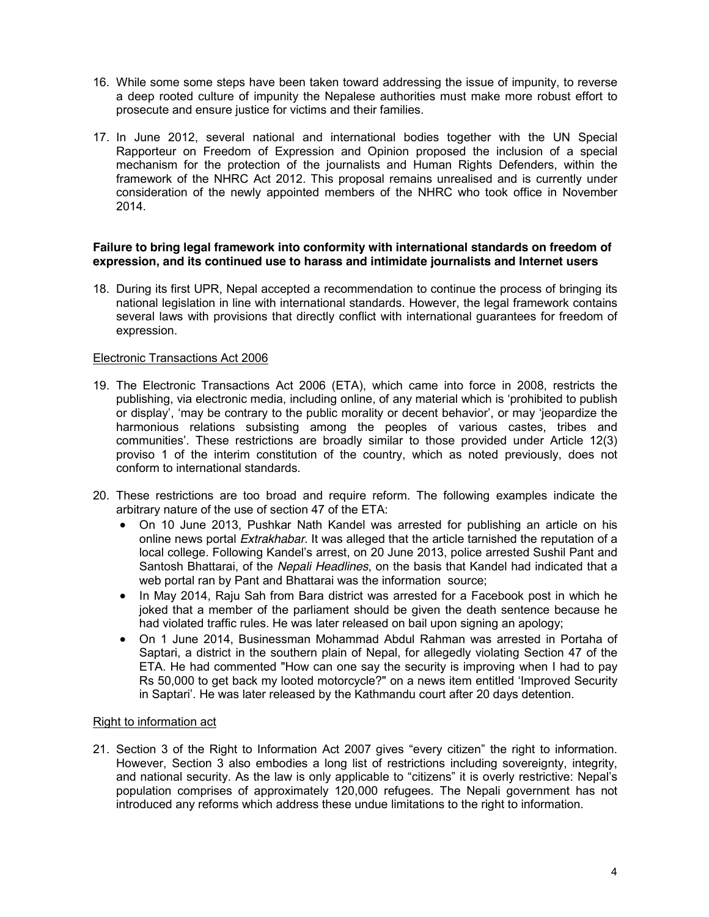16. While some some steps have been taken toward addressing the issue of impunity, to reverse a deep rooted culture of impunity the Nepalese authorities must make more robust effort to prosecute and ensure justice for victims and their families.

17. In June 2012, several national and international bodies together with the UN Special Rapporteur on Freedom of Expression and Opinion proposed the inclusion of a special mechanism for the protection of the journalists and Human Rights Defenders, within the framework of the NHRC Act 2012. This proposal remains unrealised and is currently under consideration of the newly appointed members of the NHRC who took office in November 2014.

**Failure to bring legal framework into conformity with international standards on freedom of expression, and its continued use to harass and intimidate journalists and Internet users**

18. During its first UPR, Nepal accepted a recommendation to continue the process of bringing its national legislation in line with international standards. However, the legal framework contains several laws with provisions that directly conflict with international guarantees for freedom of expression.

<u>Electronic Transactions Act 2006</u>

19. The Electronic Transactions Act 2006 (ETA), which came into force in 2008, restricts the publishing, via electronic media, including online, of any material which is 'prohibited to publish or display', 'may be contrary to the public morality or decent behavior', or may 'jeopardize the harmonious relations subsisting among the peoples of various castes, tribes and communities'. These restrictions are broadly similar to those provided under Article 12(3) proviso 1 of the interim constitution of the country, which as noted previously, does not conform to international standards.

20. These restrictions are too broad and require reform. The following examples indicate the arbitrary nature of the use of section 47 of the ETA:
    - On 10 June 2013, Pushkar Nath Kandel was arrested for publishing an article on his online news portal *Extrakhabar.* It was alleged that the article tarnished the reputation of a local college. Following Kandel's arrest, on 20 June 2013, police arrested Sushil Pant and Santosh Bhattarai, of the *Nepali Headlines*, on the basis that Kandel had indicated that a web portal ran by Pant and Bhattarai was the information source;
    - In May 2014, Raju Sah from Bara district was arrested for a Facebook post in which he joked that a member of the parliament should be given the death sentence because he had violated traffic rules. He was later released on bail upon signing an apology;
    - On 1 June 2014, Businessman Mohammad Abdul Rahman was arrested in Portaha of Saptari, a district in the southern plain of Nepal, for allegedly violating Section 47 of the ETA. He had commented "How can one say the security is improving when I had to pay Rs 50,000 to get back my looted motorcycle?" on a news item entitled 'Improved Security in Saptari'. He was later released by the Kathmandu court after 20 days detention.

<u>Right to information act</u>

21. Section 3 of the Right to Information Act 2007 gives "every citizen" the right to information. However, Section 3 also embodies a long list of restrictions including sovereignty, integrity, and national security. As the law is only applicable to "citizens" it is overly restrictive: Nepal's population comprises of approximately 120,000 refugees. The Nepali government has not introduced any reforms which address these undue limitations to the right to information.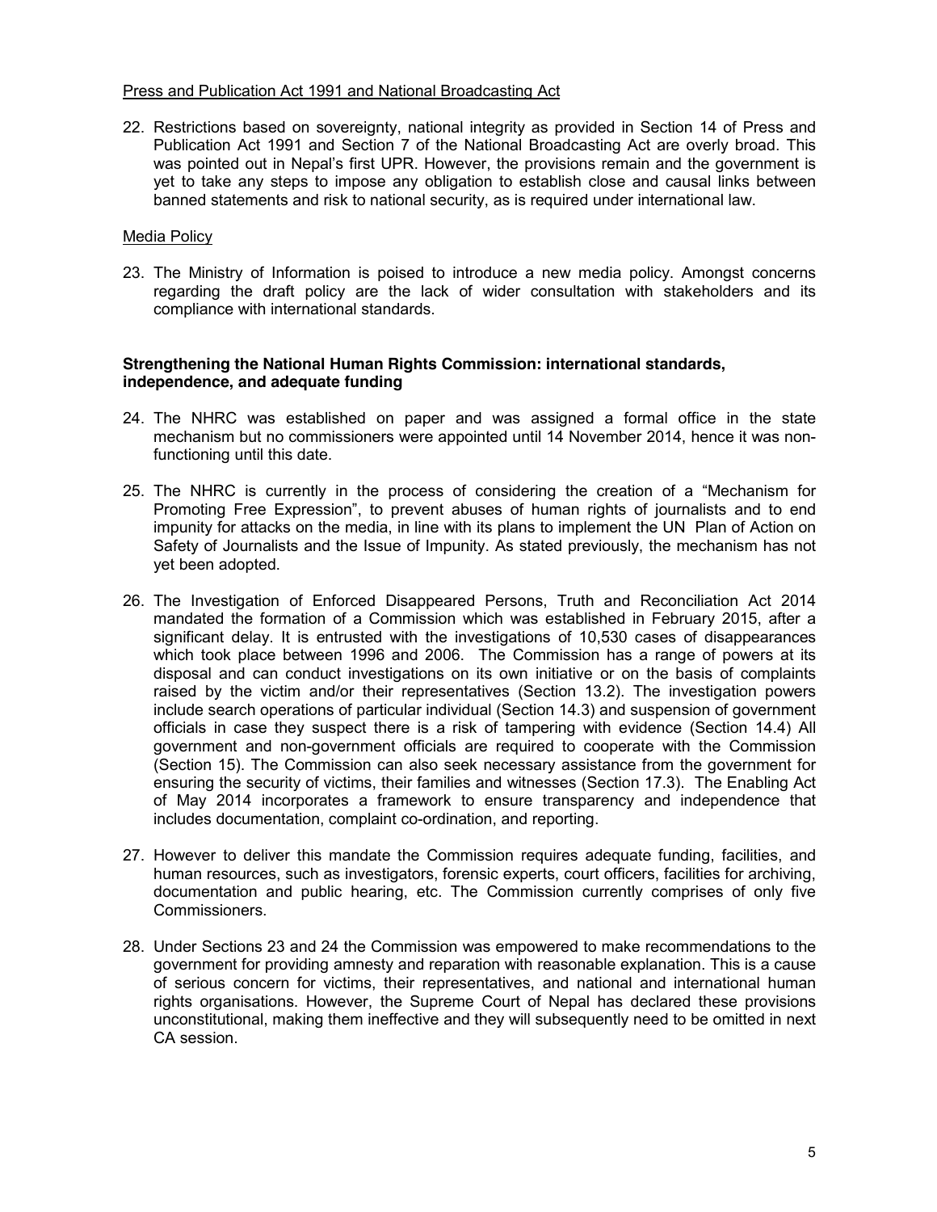Press and Publication Act 1991 and National Broadcasting Act

22. Restrictions based on sovereignty, national integrity as provided in Section 14 of Press and Publication Act 1991 and Section 7 of the National Broadcasting Act are overly broad. This was pointed out in Nepal's first UPR. However, the provisions remain and the government is yet to take any steps to impose any obligation to establish close and causal links between banned statements and risk to national security, as is required under international law.

Media Policy

23. The Ministry of Information is poised to introduce a new media policy. Amongst concerns regarding the draft policy are the lack of wider consultation with stakeholders and its compliance with international standards.

**Strengthening the National Human Rights Commission: international standards, independence, and adequate funding**

24. The NHRC was established on paper and was assigned a formal office in the state mechanism but no commissioners were appointed until 14 November 2014, hence it was non-functioning until this date.

25. The NHRC is currently in the process of considering the creation of a "Mechanism for Promoting Free Expression", to prevent abuses of human rights of journalists and to end impunity for attacks on the media, in line with its plans to implement the UN Plan of Action on Safety of Journalists and the Issue of Impunity. As stated previously, the mechanism has not yet been adopted.

26. The Investigation of Enforced Disappeared Persons, Truth and Reconciliation Act 2014 mandated the formation of a Commission which was established in February 2015, after a significant delay. It is entrusted with the investigations of 10,530 cases of disappearances which took place between 1996 and 2006. The Commission has a range of powers at its disposal and can conduct investigations on its own initiative or on the basis of complaints raised by the victim and/or their representatives (Section 13.2). The investigation powers include search operations of particular individual (Section 14.3) and suspension of government officials in case they suspect there is a risk of tampering with evidence (Section 14.4) All government and non-government officials are required to cooperate with the Commission (Section 15). The Commission can also seek necessary assistance from the government for ensuring the security of victims, their families and witnesses (Section 17.3). The Enabling Act of May 2014 incorporates a framework to ensure transparency and independence that includes documentation, complaint co-ordination, and reporting.

27. However to deliver this mandate the Commission requires adequate funding, facilities, and human resources, such as investigators, forensic experts, court officers, facilities for archiving, documentation and public hearing, etc. The Commission currently comprises of only five Commissioners.

28. Under Sections 23 and 24 the Commission was empowered to make recommendations to the government for providing amnesty and reparation with reasonable explanation. This is a cause of serious concern for victims, their representatives, and national and international human rights organisations. However, the Supreme Court of Nepal has declared these provisions unconstitutional, making them ineffective and they will subsequently need to be omitted in next CA session.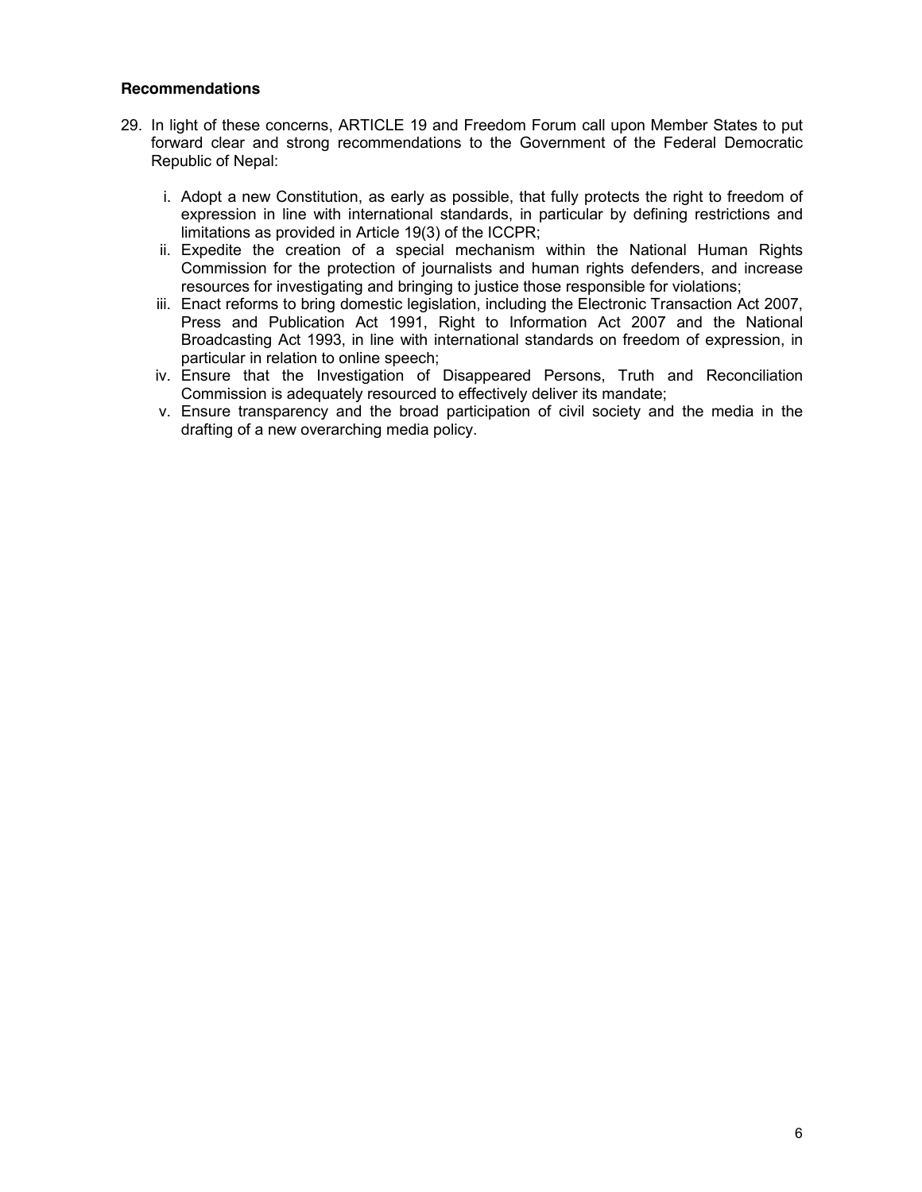**Recommendations**

29. In light of these concerns, ARTICLE 19 and Freedom Forum call upon Member States to put forward clear and strong recommendations to the Government of the Federal Democratic Republic of Nepal:

    i. Adopt a new Constitution, as early as possible, that fully protects the right to freedom of expression in line with international standards, in particular by defining restrictions and limitations as provided in Article 19(3) of the ICCPR;
    ii. Expedite the creation of a special mechanism within the National Human Rights Commission for the protection of journalists and human rights defenders, and increase resources for investigating and bringing to justice those responsible for violations;
    iii. Enact reforms to bring domestic legislation, including the Electronic Transaction Act 2007, Press and Publication Act 1991, Right to Information Act 2007 and the National Broadcasting Act 1993, in line with international standards on freedom of expression, in particular in relation to online speech;
    iv. Ensure that the Investigation of Disappeared Persons, Truth and Reconciliation Commission is adequately resourced to effectively deliver its mandate;
    v. Ensure transparency and the broad participation of civil society and the media in the drafting of a new overarching media policy.